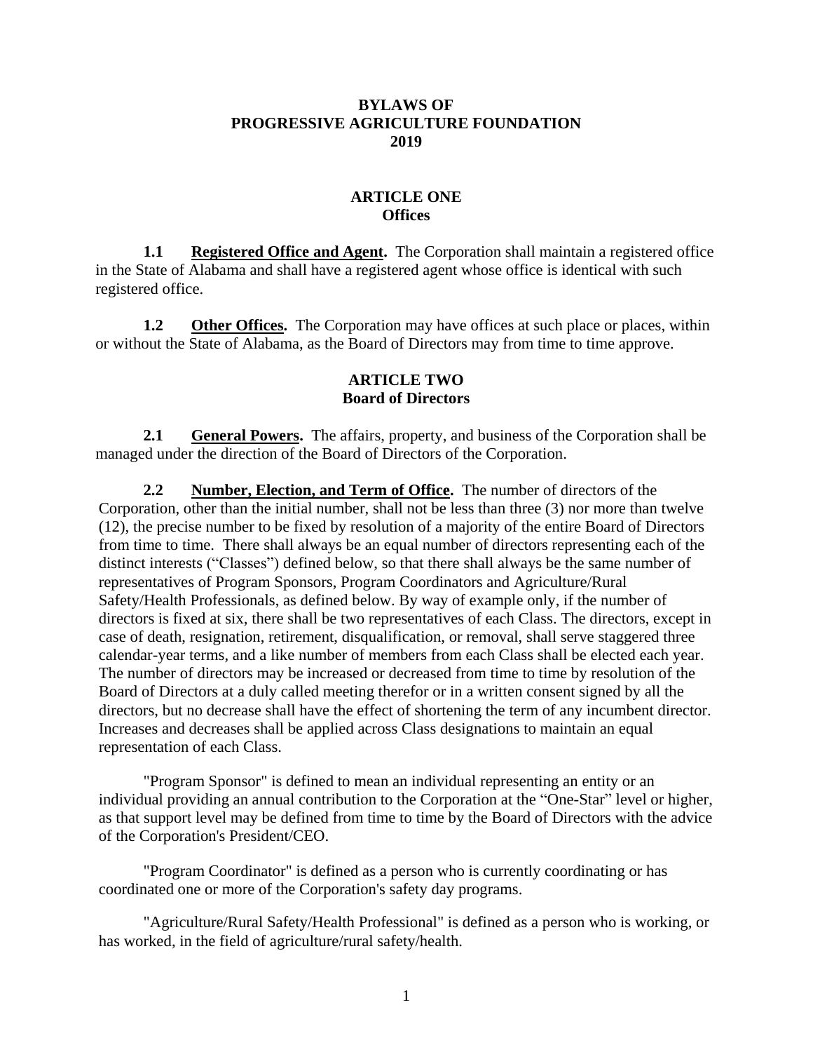# BYLAWS OF PROGRESSIVE AGRICULTURE FOUNDATION 2019

## ARTICLE ONE Offices

**1.1 Registered Office and Agent.** The Corporation shall maintain a registered office in the State of Alabama and shall have a registered agent whose office is identical with such registered office.

**1.2 Other Offices.** The Corporation may have offices at such place or places, within or without the State of Alabama, as the Board of Directors may from time to time approve.

## ARTICLE TWO Board of Directors

**2.1 General Powers.** The affairs, property, and business of the Corporation shall be managed under the direction of the Board of Directors of the Corporation.

**2.2 Number, Election, and Term of Office.** The number of directors of the Corporation, other than the initial number, shall not be less than three (3) nor more than twelve (12), the precise number to be fixed by resolution of a majority of the entire Board of Directors from time to time. There shall always be an equal number of directors representing each of the distinct interests ("Classes") defined below, so that there shall always be the same number of representatives of Program Sponsors, Program Coordinators and Agriculture/Rural Safety/Health Professionals, as defined below. By way of example only, if the number of directors is fixed at six, there shall be two representatives of each Class. The directors, except in case of death, resignation, retirement, disqualification, or removal, shall serve staggered three calendar-year terms, and a like number of members from each Class shall be elected each year. The number of directors may be increased or decreased from time to time by resolution of the Board of Directors at a duly called meeting therefor or in a written consent signed by all the directors, but no decrease shall have the effect of shortening the term of any incumbent director. Increases and decreases shall be applied across Class designations to maintain an equal representation of each Class.

"Program Sponsor" is defined to mean an individual representing an entity or an individual providing an annual contribution to the Corporation at the "One-Star" level or higher, as that support level may be defined from time to time by the Board of Directors with the advice of the Corporation's President/CEO.

"Program Coordinator" is defined as a person who is currently coordinating or has coordinated one or more of the Corporation's safety day programs.

"Agriculture/Rural Safety/Health Professional" is defined as a person who is working, or has worked, in the field of agriculture/rural safety/health.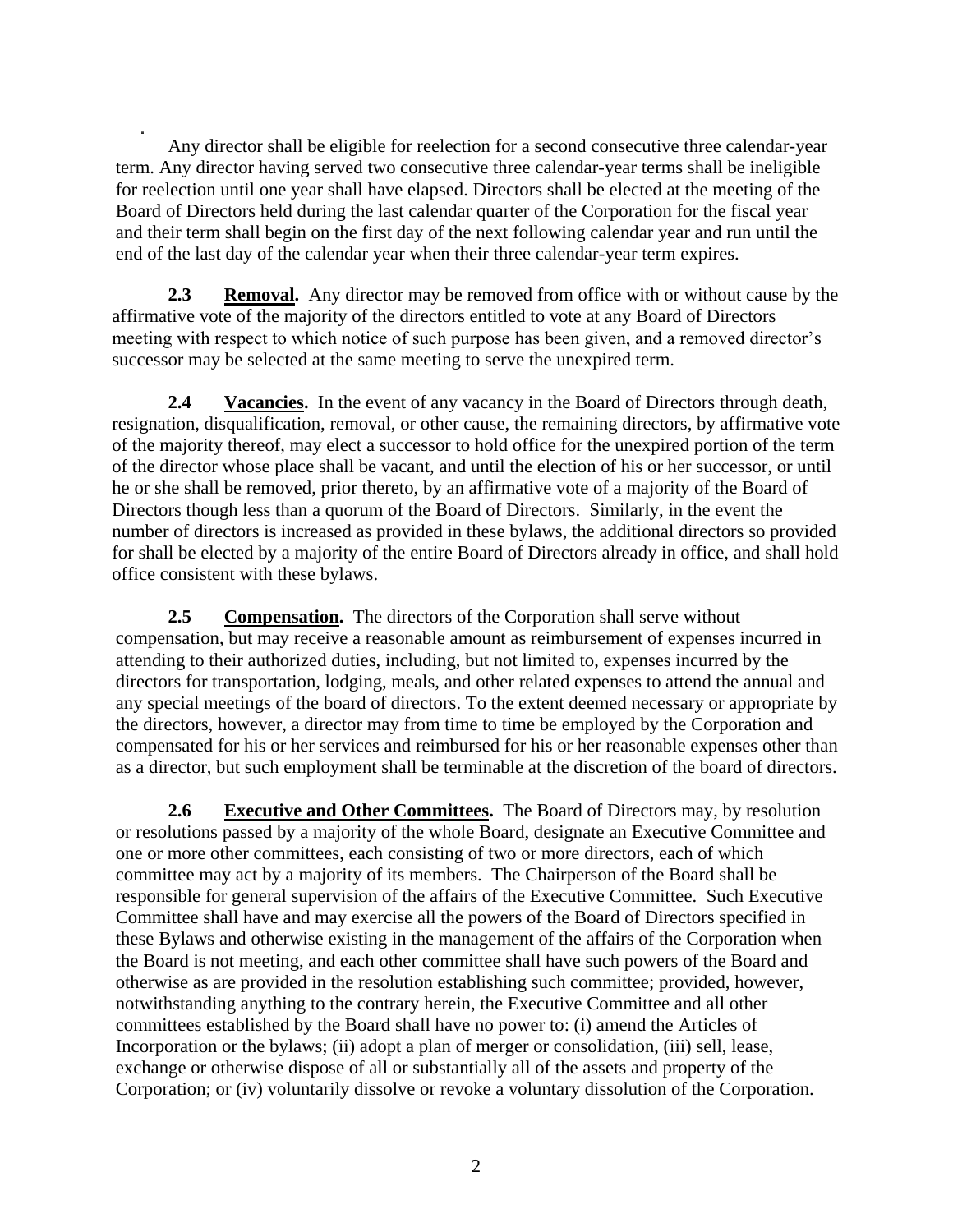Any director shall be eligible for reelection for a second consecutive three calendar-year term. Any director having served two consecutive three calendar-year terms shall be ineligible for reelection until one year shall have elapsed. Directors shall be elected at the meeting of the Board of Directors held during the last calendar quarter of the Corporation for the fiscal year and their term shall begin on the first day of the next following calendar year and run until the end of the last day of the calendar year when their three calendar-year term expires.

**2.3** **Removal.** Any director may be removed from office with or without cause by the affirmative vote of the majority of the directors entitled to vote at any Board of Directors meeting with respect to which notice of such purpose has been given, and a removed director's successor may be selected at the same meeting to serve the unexpired term.

**2.4** **Vacancies.** In the event of any vacancy in the Board of Directors through death, resignation, disqualification, removal, or other cause, the remaining directors, by affirmative vote of the majority thereof, may elect a successor to hold office for the unexpired portion of the term of the director whose place shall be vacant, and until the election of his or her successor, or until he or she shall be removed, prior thereto, by an affirmative vote of a majority of the Board of Directors though less than a quorum of the Board of Directors. Similarly, in the event the number of directors is increased as provided in these bylaws, the additional directors so provided for shall be elected by a majority of the entire Board of Directors already in office, and shall hold office consistent with these bylaws.

**2.5** **Compensation.** The directors of the Corporation shall serve without compensation, but may receive a reasonable amount as reimbursement of expenses incurred in attending to their authorized duties, including, but not limited to, expenses incurred by the directors for transportation, lodging, meals, and other related expenses to attend the annual and any special meetings of the board of directors. To the extent deemed necessary or appropriate by the directors, however, a director may from time to time be employed by the Corporation and compensated for his or her services and reimbursed for his or her reasonable expenses other than as a director, but such employment shall be terminable at the discretion of the board of directors.

**2.6** **Executive and Other Committees.** The Board of Directors may, by resolution or resolutions passed by a majority of the whole Board, designate an Executive Committee and one or more other committees, each consisting of two or more directors, each of which committee may act by a majority of its members. The Chairperson of the Board shall be responsible for general supervision of the affairs of the Executive Committee. Such Executive Committee shall have and may exercise all the powers of the Board of Directors specified in these Bylaws and otherwise existing in the management of the affairs of the Corporation when the Board is not meeting, and each other committee shall have such powers of the Board and otherwise as are provided in the resolution establishing such committee; provided, however, notwithstanding anything to the contrary herein, the Executive Committee and all other committees established by the Board shall have no power to: (i) amend the Articles of Incorporation or the bylaws; (ii) adopt a plan of merger or consolidation, (iii) sell, lease, exchange or otherwise dispose of all or substantially all of the assets and property of the Corporation; or (iv) voluntarily dissolve or revoke a voluntary dissolution of the Corporation.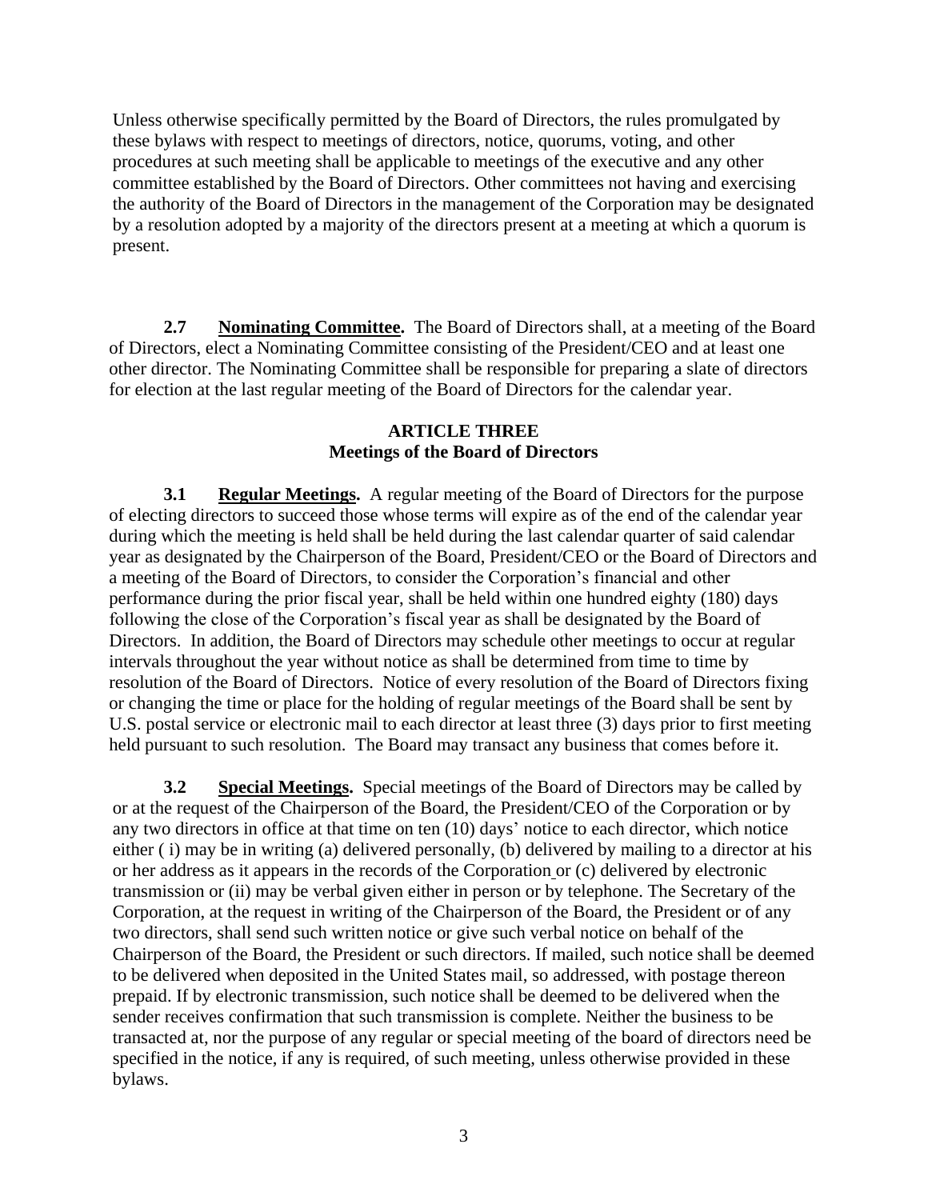Unless otherwise specifically permitted by the Board of Directors, the rules promulgated by these bylaws with respect to meetings of directors, notice, quorums, voting, and other procedures at such meeting shall be applicable to meetings of the executive and any other committee established by the Board of Directors. Other committees not having and exercising the authority of the Board of Directors in the management of the Corporation may be designated by a resolution adopted by a majority of the directors present at a meeting at which a quorum is present.

**2.7 Nominating Committee.** The Board of Directors shall, at a meeting of the Board of Directors, elect a Nominating Committee consisting of the President/CEO and at least one other director. The Nominating Committee shall be responsible for preparing a slate of directors for election at the last regular meeting of the Board of Directors for the calendar year.

## ARTICLE THREE
## Meetings of the Board of Directors

**3.1 Regular Meetings.** A regular meeting of the Board of Directors for the purpose of electing directors to succeed those whose terms will expire as of the end of the calendar year during which the meeting is held shall be held during the last calendar quarter of said calendar year as designated by the Chairperson of the Board, President/CEO or the Board of Directors and a meeting of the Board of Directors, to consider the Corporation's financial and other performance during the prior fiscal year, shall be held within one hundred eighty (180) days following the close of the Corporation's fiscal year as shall be designated by the Board of Directors. In addition, the Board of Directors may schedule other meetings to occur at regular intervals throughout the year without notice as shall be determined from time to time by resolution of the Board of Directors. Notice of every resolution of the Board of Directors fixing or changing the time or place for the holding of regular meetings of the Board shall be sent by U.S. postal service or electronic mail to each director at least three (3) days prior to first meeting held pursuant to such resolution. The Board may transact any business that comes before it.

**3.2 Special Meetings.** Special meetings of the Board of Directors may be called by or at the request of the Chairperson of the Board, the President/CEO of the Corporation or by any two directors in office at that time on ten (10) days' notice to each director, which notice either ( i) may be in writing (a) delivered personally, (b) delivered by mailing to a director at his or her address as it appears in the records of the Corporation or (c) delivered by electronic transmission or (ii) may be verbal given either in person or by telephone. The Secretary of the Corporation, at the request in writing of the Chairperson of the Board, the President or of any two directors, shall send such written notice or give such verbal notice on behalf of the Chairperson of the Board, the President or such directors. If mailed, such notice shall be deemed to be delivered when deposited in the United States mail, so addressed, with postage thereon prepaid. If by electronic transmission, such notice shall be deemed to be delivered when the sender receives confirmation that such transmission is complete. Neither the business to be transacted at, nor the purpose of any regular or special meeting of the board of directors need be specified in the notice, if any is required, of such meeting, unless otherwise provided in these bylaws.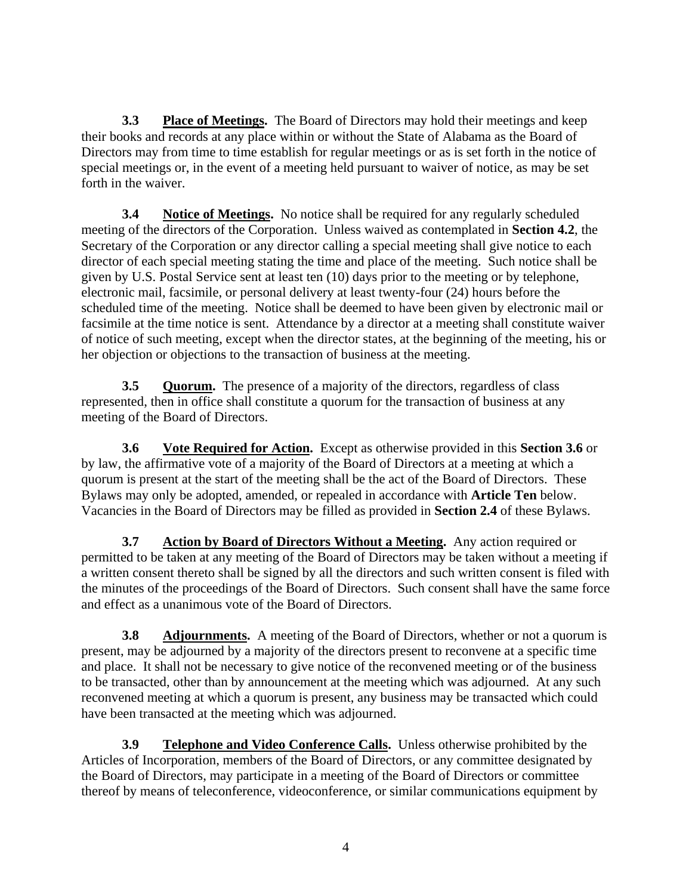**3.3 Place of Meetings.** The Board of Directors may hold their meetings and keep their books and records at any place within or without the State of Alabama as the Board of Directors may from time to time establish for regular meetings or as is set forth in the notice of special meetings or, in the event of a meeting held pursuant to waiver of notice, as may be set forth in the waiver.

**3.4 Notice of Meetings.** No notice shall be required for any regularly scheduled meeting of the directors of the Corporation. Unless waived as contemplated in **Section 4.2**, the Secretary of the Corporation or any director calling a special meeting shall give notice to each director of each special meeting stating the time and place of the meeting. Such notice shall be given by U.S. Postal Service sent at least ten (10) days prior to the meeting or by telephone, electronic mail, facsimile, or personal delivery at least twenty-four (24) hours before the scheduled time of the meeting. Notice shall be deemed to have been given by electronic mail or facsimile at the time notice is sent. Attendance by a director at a meeting shall constitute waiver of notice of such meeting, except when the director states, at the beginning of the meeting, his or her objection or objections to the transaction of business at the meeting.

**3.5 Quorum.** The presence of a majority of the directors, regardless of class represented, then in office shall constitute a quorum for the transaction of business at any meeting of the Board of Directors.

**3.6 Vote Required for Action.** Except as otherwise provided in this **Section 3.6** or by law, the affirmative vote of a majority of the Board of Directors at a meeting at which a quorum is present at the start of the meeting shall be the act of the Board of Directors. These Bylaws may only be adopted, amended, or repealed in accordance with **Article Ten** below. Vacancies in the Board of Directors may be filled as provided in **Section 2.4** of these Bylaws.

**3.7 Action by Board of Directors Without a Meeting.** Any action required or permitted to be taken at any meeting of the Board of Directors may be taken without a meeting if a written consent thereto shall be signed by all the directors and such written consent is filed with the minutes of the proceedings of the Board of Directors. Such consent shall have the same force and effect as a unanimous vote of the Board of Directors.

**3.8 Adjournments.** A meeting of the Board of Directors, whether or not a quorum is present, may be adjourned by a majority of the directors present to reconvene at a specific time and place. It shall not be necessary to give notice of the reconvened meeting or of the business to be transacted, other than by announcement at the meeting which was adjourned. At any such reconvened meeting at which a quorum is present, any business may be transacted which could have been transacted at the meeting which was adjourned.

**3.9 Telephone and Video Conference Calls.** Unless otherwise prohibited by the Articles of Incorporation, members of the Board of Directors, or any committee designated by the Board of Directors, may participate in a meeting of the Board of Directors or committee thereof by means of teleconference, videoconference, or similar communications equipment by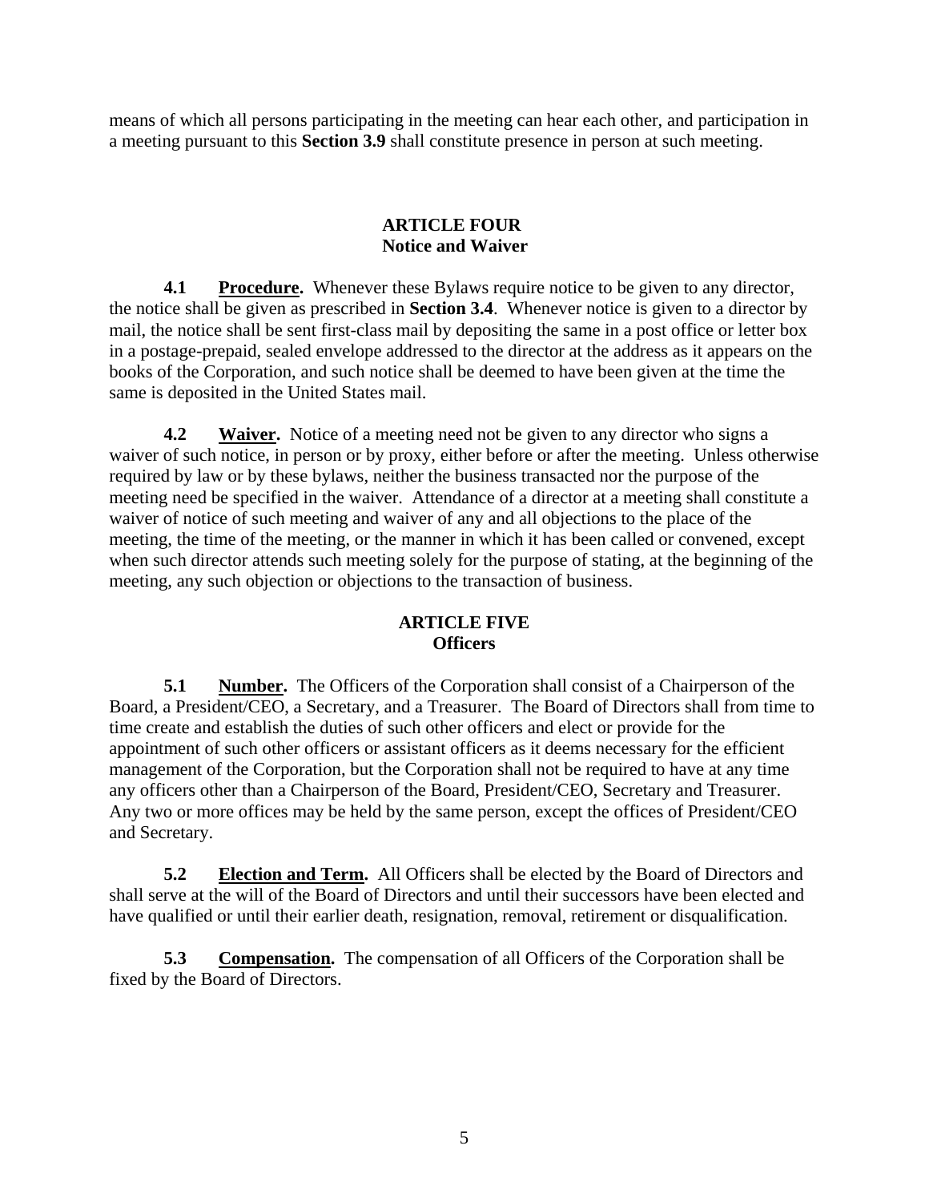means of which all persons participating in the meeting can hear each other, and participation in a meeting pursuant to this **Section 3.9** shall constitute presence in person at such meeting.

## ARTICLE FOUR
## Notice and Waiver

**4.1 Procedure.** Whenever these Bylaws require notice to be given to any director, the notice shall be given as prescribed in **Section 3.4**. Whenever notice is given to a director by mail, the notice shall be sent first-class mail by depositing the same in a post office or letter box in a postage-prepaid, sealed envelope addressed to the director at the address as it appears on the books of the Corporation, and such notice shall be deemed to have been given at the time the same is deposited in the United States mail.

**4.2 Waiver.** Notice of a meeting need not be given to any director who signs a waiver of such notice, in person or by proxy, either before or after the meeting. Unless otherwise required by law or by these bylaws, neither the business transacted nor the purpose of the meeting need be specified in the waiver. Attendance of a director at a meeting shall constitute a waiver of notice of such meeting and waiver of any and all objections to the place of the meeting, the time of the meeting, or the manner in which it has been called or convened, except when such director attends such meeting solely for the purpose of stating, at the beginning of the meeting, any such objection or objections to the transaction of business.

## ARTICLE FIVE
## Officers

**5.1 Number.** The Officers of the Corporation shall consist of a Chairperson of the Board, a President/CEO, a Secretary, and a Treasurer. The Board of Directors shall from time to time create and establish the duties of such other officers and elect or provide for the appointment of such other officers or assistant officers as it deems necessary for the efficient management of the Corporation, but the Corporation shall not be required to have at any time any officers other than a Chairperson of the Board, President/CEO, Secretary and Treasurer. Any two or more offices may be held by the same person, except the offices of President/CEO and Secretary.

**5.2 Election and Term.** All Officers shall be elected by the Board of Directors and shall serve at the will of the Board of Directors and until their successors have been elected and have qualified or until their earlier death, resignation, removal, retirement or disqualification.

**5.3 Compensation.** The compensation of all Officers of the Corporation shall be fixed by the Board of Directors.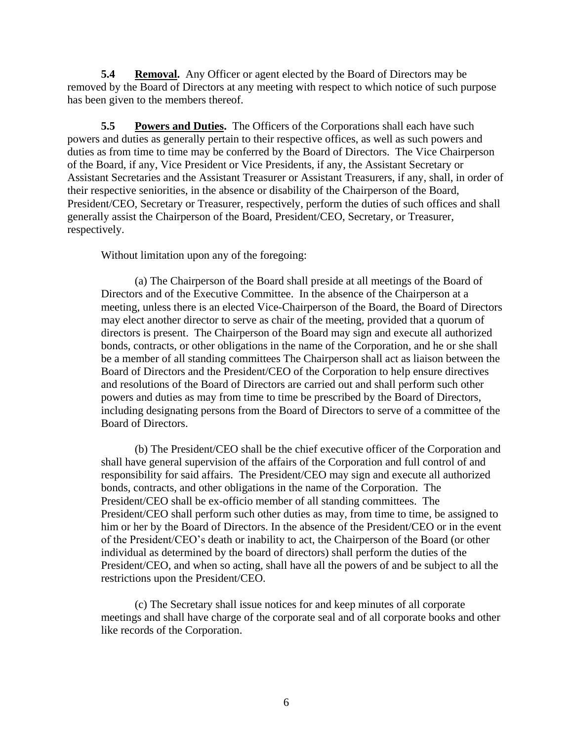**5.4 Removal.** Any Officer or agent elected by the Board of Directors may be removed by the Board of Directors at any meeting with respect to which notice of such purpose has been given to the members thereof.

**5.5 Powers and Duties.** The Officers of the Corporations shall each have such powers and duties as generally pertain to their respective offices, as well as such powers and duties as from time to time may be conferred by the Board of Directors. The Vice Chairperson of the Board, if any, Vice President or Vice Presidents, if any, the Assistant Secretary or Assistant Secretaries and the Assistant Treasurer or Assistant Treasurers, if any, shall, in order of their respective seniorities, in the absence or disability of the Chairperson of the Board, President/CEO, Secretary or Treasurer, respectively, perform the duties of such offices and shall generally assist the Chairperson of the Board, President/CEO, Secretary, or Treasurer, respectively.

Without limitation upon any of the foregoing:

(a) The Chairperson of the Board shall preside at all meetings of the Board of Directors and of the Executive Committee. In the absence of the Chairperson at a meeting, unless there is an elected Vice-Chairperson of the Board, the Board of Directors may elect another director to serve as chair of the meeting, provided that a quorum of directors is present. The Chairperson of the Board may sign and execute all authorized bonds, contracts, or other obligations in the name of the Corporation, and he or she shall be a member of all standing committees The Chairperson shall act as liaison between the Board of Directors and the President/CEO of the Corporation to help ensure directives and resolutions of the Board of Directors are carried out and shall perform such other powers and duties as may from time to time be prescribed by the Board of Directors, including designating persons from the Board of Directors to serve of a committee of the Board of Directors.

(b) The President/CEO shall be the chief executive officer of the Corporation and shall have general supervision of the affairs of the Corporation and full control of and responsibility for said affairs. The President/CEO may sign and execute all authorized bonds, contracts, and other obligations in the name of the Corporation. The President/CEO shall be ex-officio member of all standing committees. The President/CEO shall perform such other duties as may, from time to time, be assigned to him or her by the Board of Directors. In the absence of the President/CEO or in the event of the President/CEO's death or inability to act, the Chairperson of the Board (or other individual as determined by the board of directors) shall perform the duties of the President/CEO, and when so acting, shall have all the powers of and be subject to all the restrictions upon the President/CEO.

(c) The Secretary shall issue notices for and keep minutes of all corporate meetings and shall have charge of the corporate seal and of all corporate books and other like records of the Corporation.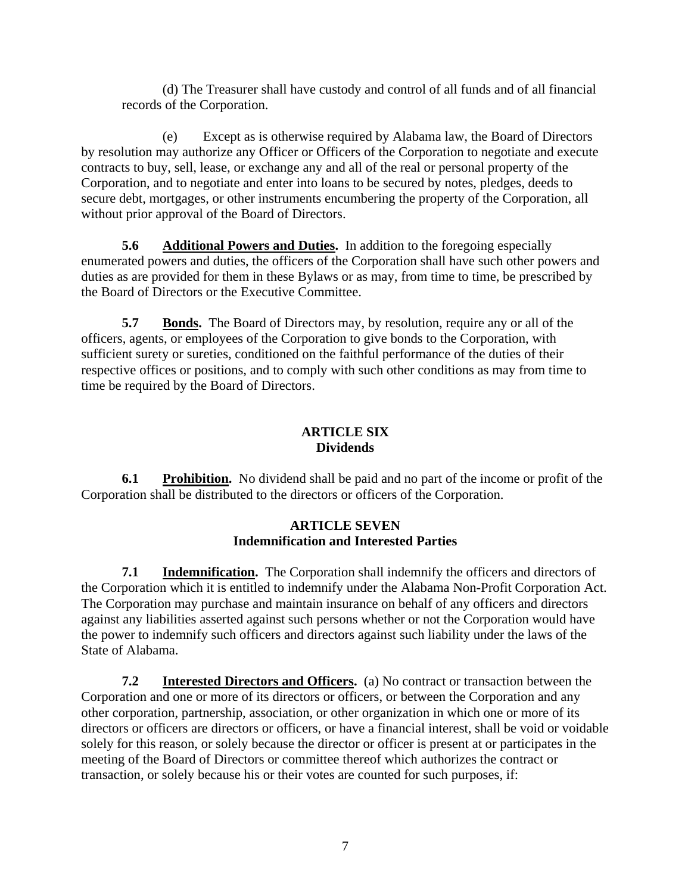(d) The Treasurer shall have custody and control of all funds and of all financial records of the Corporation.

(e) Except as is otherwise required by Alabama law, the Board of Directors by resolution may authorize any Officer or Officers of the Corporation to negotiate and execute contracts to buy, sell, lease, or exchange any and all of the real or personal property of the Corporation, and to negotiate and enter into loans to be secured by notes, pledges, deeds to secure debt, mortgages, or other instruments encumbering the property of the Corporation, all without prior approval of the Board of Directors.

**5.6 Additional Powers and Duties.** In addition to the foregoing especially enumerated powers and duties, the officers of the Corporation shall have such other powers and duties as are provided for them in these Bylaws or as may, from time to time, be prescribed by the Board of Directors or the Executive Committee.

**5.7 Bonds.** The Board of Directors may, by resolution, require any or all of the officers, agents, or employees of the Corporation to give bonds to the Corporation, with sufficient surety or sureties, conditioned on the faithful performance of the duties of their respective offices or positions, and to comply with such other conditions as may from time to time be required by the Board of Directors.

## ARTICLE SIX
## Dividends

**6.1 Prohibition.** No dividend shall be paid and no part of the income or profit of the Corporation shall be distributed to the directors or officers of the Corporation.

## ARTICLE SEVEN
## Indemnification and Interested Parties

**7.1 Indemnification.** The Corporation shall indemnify the officers and directors of the Corporation which it is entitled to indemnify under the Alabama Non-Profit Corporation Act. The Corporation may purchase and maintain insurance on behalf of any officers and directors against any liabilities asserted against such persons whether or not the Corporation would have the power to indemnify such officers and directors against such liability under the laws of the State of Alabama.

**7.2 Interested Directors and Officers.** (a) No contract or transaction between the Corporation and one or more of its directors or officers, or between the Corporation and any other corporation, partnership, association, or other organization in which one or more of its directors or officers are directors or officers, or have a financial interest, shall be void or voidable solely for this reason, or solely because the director or officer is present at or participates in the meeting of the Board of Directors or committee thereof which authorizes the contract or transaction, or solely because his or their votes are counted for such purposes, if: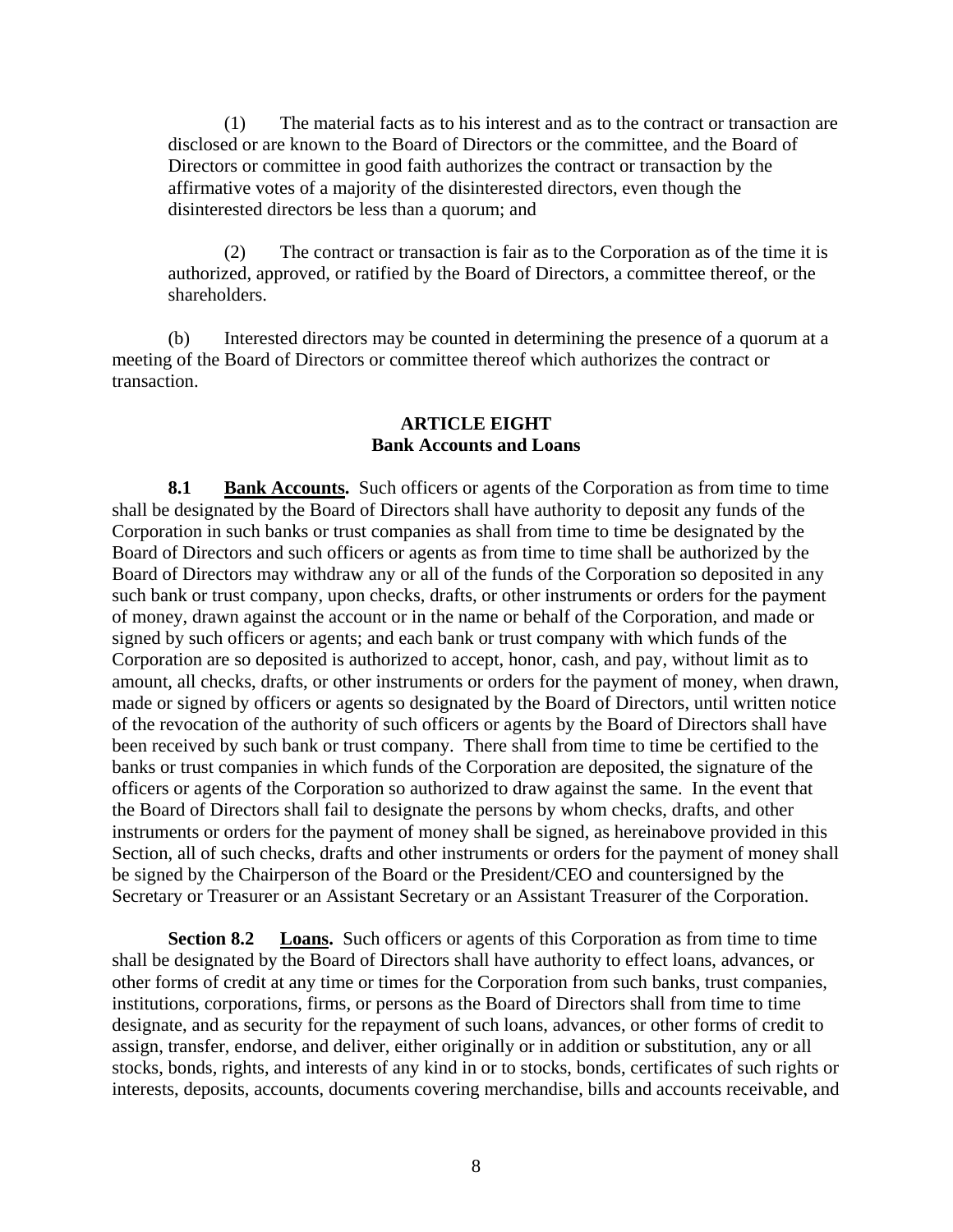(1) The material facts as to his interest and as to the contract or transaction are disclosed or are known to the Board of Directors or the committee, and the Board of Directors or committee in good faith authorizes the contract or transaction by the affirmative votes of a majority of the disinterested directors, even though the disinterested directors be less than a quorum; and

(2) The contract or transaction is fair as to the Corporation as of the time it is authorized, approved, or ratified by the Board of Directors, a committee thereof, or the shareholders.

(b) Interested directors may be counted in determining the presence of a quorum at a meeting of the Board of Directors or committee thereof which authorizes the contract or transaction.

## ARTICLE EIGHT
## Bank Accounts and Loans

**8.1 Bank Accounts.** Such officers or agents of the Corporation as from time to time shall be designated by the Board of Directors shall have authority to deposit any funds of the Corporation in such banks or trust companies as shall from time to time be designated by the Board of Directors and such officers or agents as from time to time shall be authorized by the Board of Directors may withdraw any or all of the funds of the Corporation so deposited in any such bank or trust company, upon checks, drafts, or other instruments or orders for the payment of money, drawn against the account or in the name or behalf of the Corporation, and made or signed by such officers or agents; and each bank or trust company with which funds of the Corporation are so deposited is authorized to accept, honor, cash, and pay, without limit as to amount, all checks, drafts, or other instruments or orders for the payment of money, when drawn, made or signed by officers or agents so designated by the Board of Directors, until written notice of the revocation of the authority of such officers or agents by the Board of Directors shall have been received by such bank or trust company. There shall from time to time be certified to the banks or trust companies in which funds of the Corporation are deposited, the signature of the officers or agents of the Corporation so authorized to draw against the same. In the event that the Board of Directors shall fail to designate the persons by whom checks, drafts, and other instruments or orders for the payment of money shall be signed, as hereinabove provided in this Section, all of such checks, drafts and other instruments or orders for the payment of money shall be signed by the Chairperson of the Board or the President/CEO and countersigned by the Secretary or Treasurer or an Assistant Secretary or an Assistant Treasurer of the Corporation.

**Section 8.2 Loans.** Such officers or agents of this Corporation as from time to time shall be designated by the Board of Directors shall have authority to effect loans, advances, or other forms of credit at any time or times for the Corporation from such banks, trust companies, institutions, corporations, firms, or persons as the Board of Directors shall from time to time designate, and as security for the repayment of such loans, advances, or other forms of credit to assign, transfer, endorse, and deliver, either originally or in addition or substitution, any or all stocks, bonds, rights, and interests of any kind in or to stocks, bonds, certificates of such rights or interests, deposits, accounts, documents covering merchandise, bills and accounts receivable, and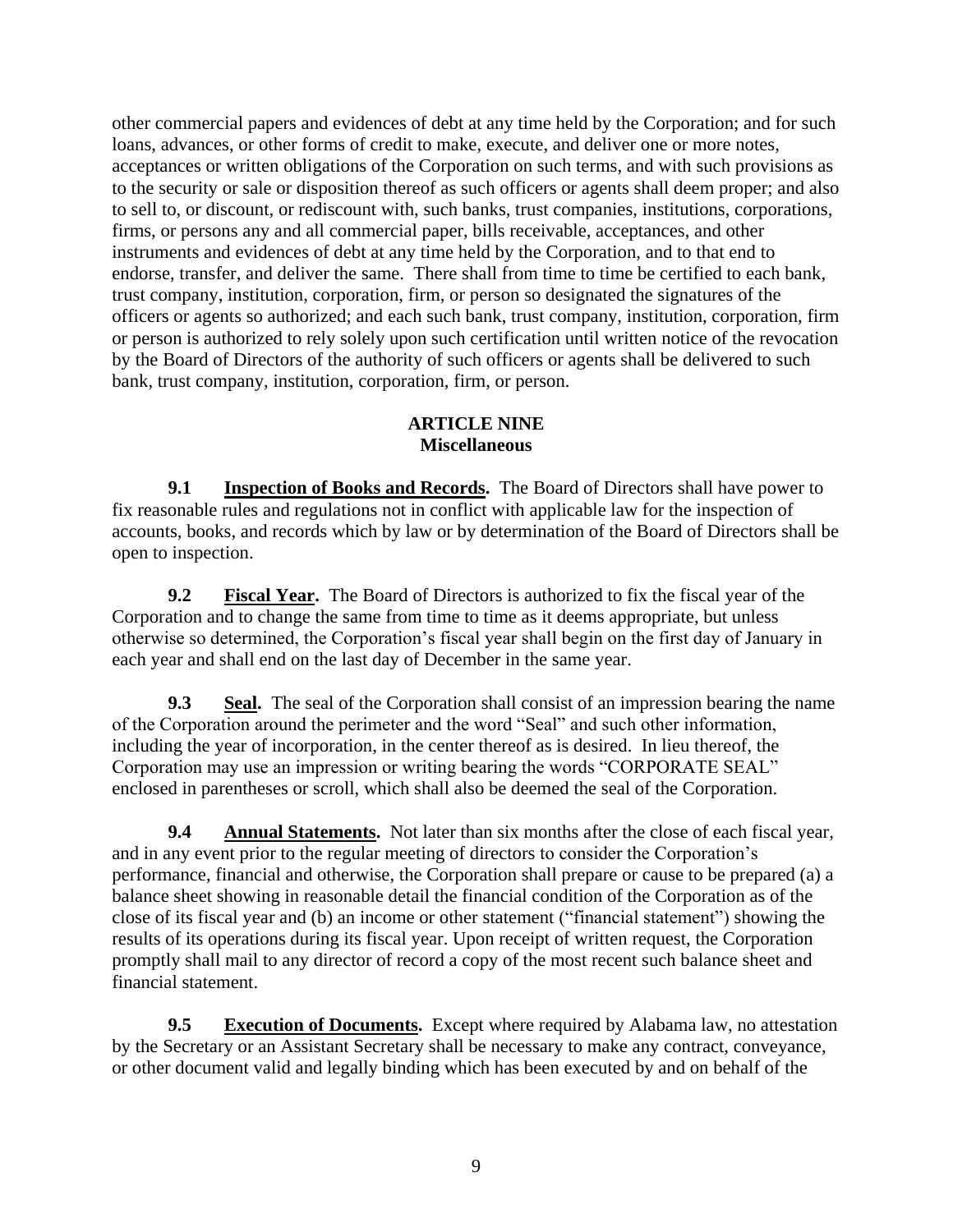other commercial papers and evidences of debt at any time held by the Corporation; and for such loans, advances, or other forms of credit to make, execute, and deliver one or more notes, acceptances or written obligations of the Corporation on such terms, and with such provisions as to the security or sale or disposition thereof as such officers or agents shall deem proper; and also to sell to, or discount, or rediscount with, such banks, trust companies, institutions, corporations, firms, or persons any and all commercial paper, bills receivable, acceptances, and other instruments and evidences of debt at any time held by the Corporation, and to that end to endorse, transfer, and deliver the same. There shall from time to time be certified to each bank, trust company, institution, corporation, firm, or person so designated the signatures of the officers or agents so authorized; and each such bank, trust company, institution, corporation, firm or person is authorized to rely solely upon such certification until written notice of the revocation by the Board of Directors of the authority of such officers or agents shall be delivered to such bank, trust company, institution, corporation, firm, or person.

## ARTICLE NINE
## Miscellaneous

**9.1 Inspection of Books and Records.** The Board of Directors shall have power to fix reasonable rules and regulations not in conflict with applicable law for the inspection of accounts, books, and records which by law or by determination of the Board of Directors shall be open to inspection.

**9.2 Fiscal Year.** The Board of Directors is authorized to fix the fiscal year of the Corporation and to change the same from time to time as it deems appropriate, but unless otherwise so determined, the Corporation's fiscal year shall begin on the first day of January in each year and shall end on the last day of December in the same year.

**9.3 Seal.** The seal of the Corporation shall consist of an impression bearing the name of the Corporation around the perimeter and the word "Seal" and such other information, including the year of incorporation, in the center thereof as is desired. In lieu thereof, the Corporation may use an impression or writing bearing the words "CORPORATE SEAL" enclosed in parentheses or scroll, which shall also be deemed the seal of the Corporation.

**9.4 Annual Statements.** Not later than six months after the close of each fiscal year, and in any event prior to the regular meeting of directors to consider the Corporation's performance, financial and otherwise, the Corporation shall prepare or cause to be prepared (a) a balance sheet showing in reasonable detail the financial condition of the Corporation as of the close of its fiscal year and (b) an income or other statement ("financial statement") showing the results of its operations during its fiscal year. Upon receipt of written request, the Corporation promptly shall mail to any director of record a copy of the most recent such balance sheet and financial statement.

**9.5 Execution of Documents.** Except where required by Alabama law, no attestation by the Secretary or an Assistant Secretary shall be necessary to make any contract, conveyance, or other document valid and legally binding which has been executed by and on behalf of the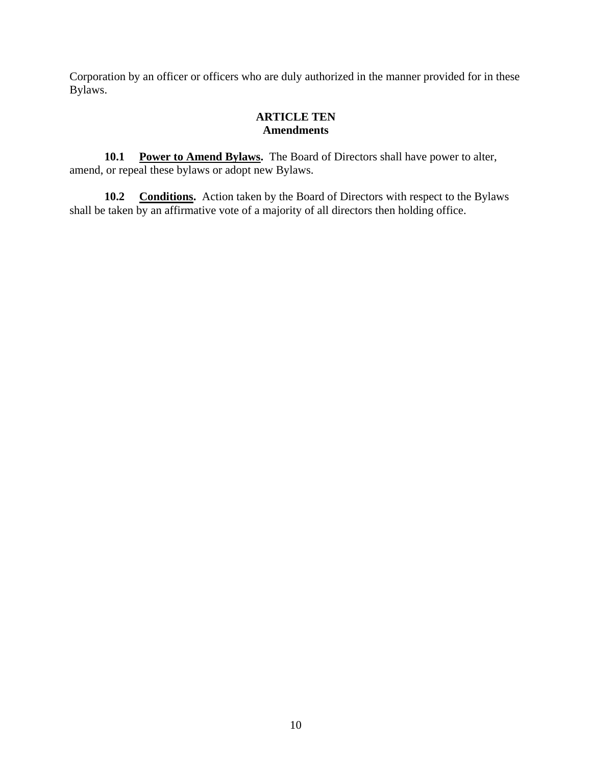Corporation by an officer or officers who are duly authorized in the manner provided for in these Bylaws.

## ARTICLE TEN
## Amendments

**10.1 Power to Amend Bylaws.** The Board of Directors shall have power to alter, amend, or repeal these bylaws or adopt new Bylaws.

**10.2 Conditions.** Action taken by the Board of Directors with respect to the Bylaws shall be taken by an affirmative vote of a majority of all directors then holding office.